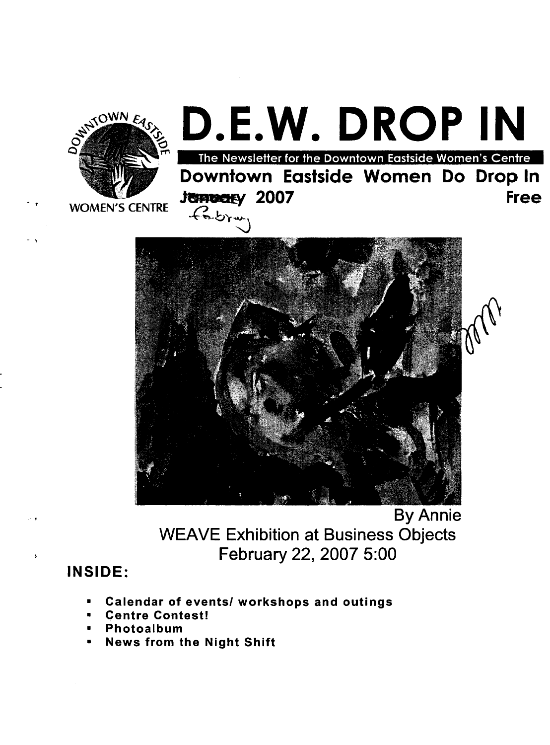# D.E.W. DROP IN

DOWNTOWN EASTSIDE WOMEN'S CENTRE

The Newsletter for the Downtown Eastside Women's Centre

**Downtown Eastside Women Do Drop In**

~~January~~ February 2007 **Free**

By Annie

WEAVE Exhibition at Business Objects

February 22, 2007 5:00

## INSIDE:

- **Calendar of events/ workshops and outings**
- **Centre Contest!**
- **Photoalbum**
- **News from the Night Shift**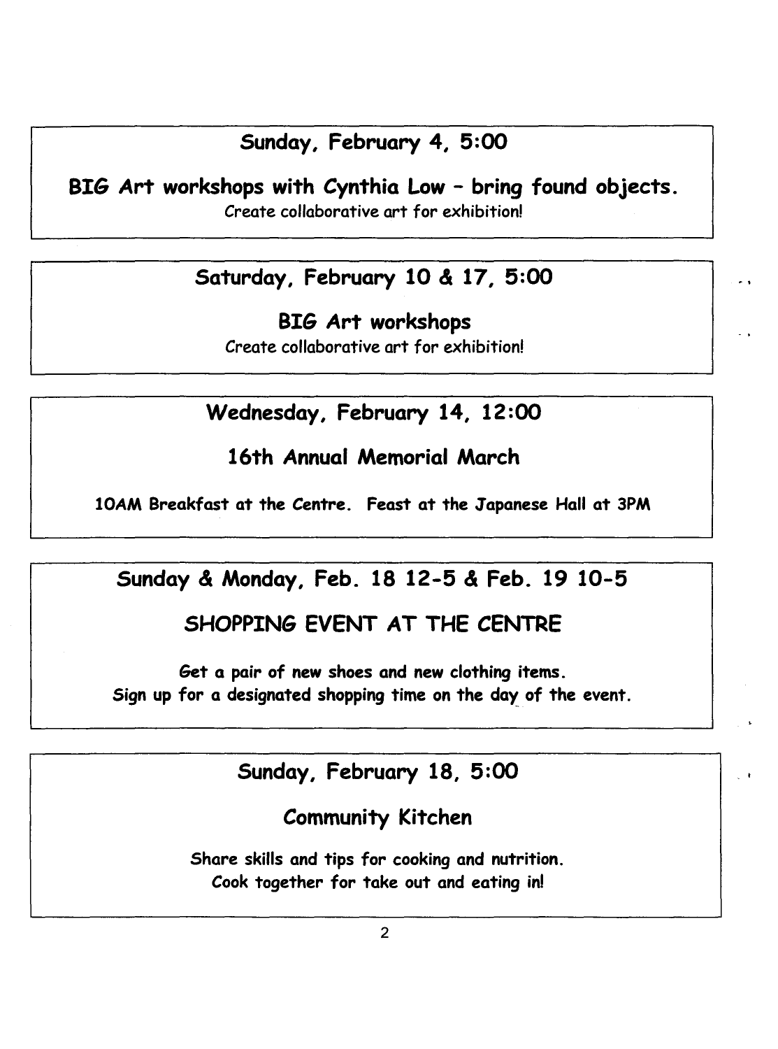## Sunday, February 4, 5:00

**BIG Art workshops with Cynthia Low – bring found objects.**

Create collaborative art for exhibition!

## Saturday, February 10 & 17, 5:00

**BIG Art workshops**

Create collaborative art for exhibition!

## Wednesday, February 14, 12:00

**16th Annual Memorial March**

**10AM Breakfast at the Centre. Feast at the Japanese Hall at 3PM**

## Sunday & Monday, Feb. 18 12-5 & Feb. 19 10-5

**SHOPPING EVENT AT THE CENTRE**

**Get a pair of new shoes and new clothing items.**
**Sign up for a designated shopping time on the day of the event.**

## Sunday, February 18, 5:00

**Community Kitchen**

**Share skills and tips for cooking and nutrition.**
**Cook together for take out and eating in!**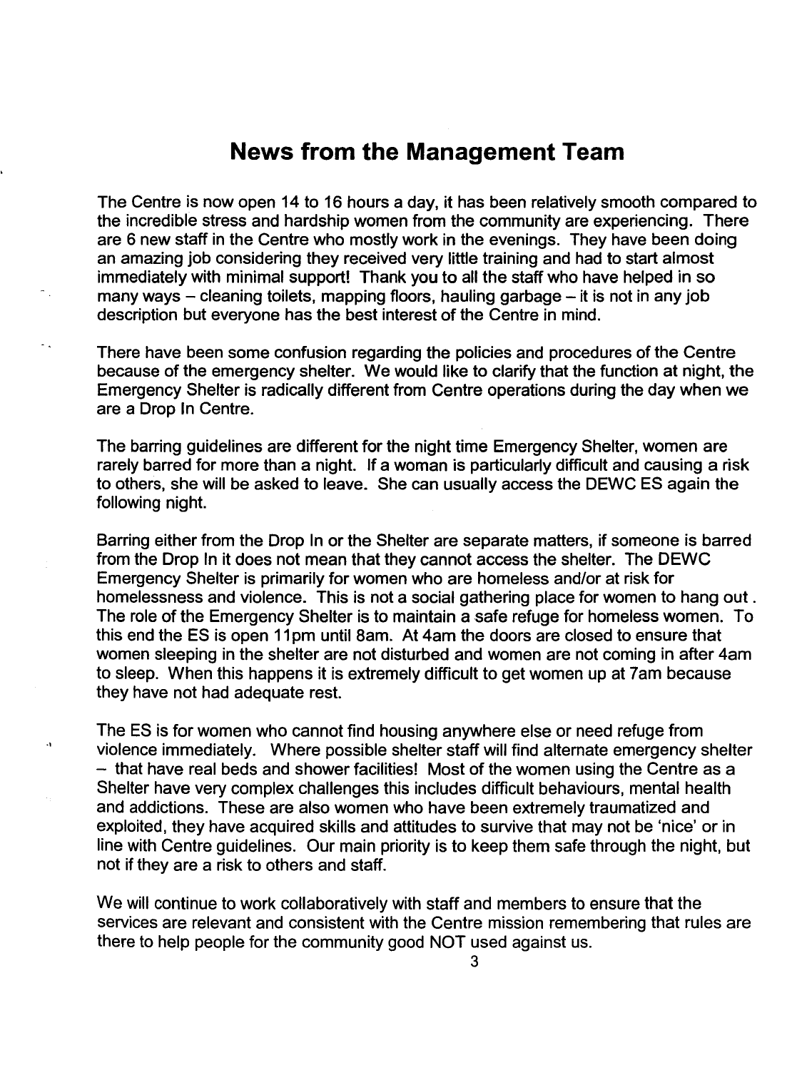## News from the Management Team

The Centre is now open 14 to 16 hours a day, it has been relatively smooth compared to the incredible stress and hardship women from the community are experiencing. There are 6 new staff in the Centre who mostly work in the evenings. They have been doing an amazing job considering they received very little training and had to start almost immediately with minimal support! Thank you to all the staff who have helped in so many ways – cleaning toilets, mapping floors, hauling garbage – it is not in any job description but everyone has the best interest of the Centre in mind.

There have been some confusion regarding the policies and procedures of the Centre because of the emergency shelter. We would like to clarify that the function at night, the Emergency Shelter is radically different from Centre operations during the day when we are a Drop In Centre.

The barring guidelines are different for the night time Emergency Shelter, women are rarely barred for more than a night. If a woman is particularly difficult and causing a risk to others, she will be asked to leave. She can usually access the DEWC ES again the following night.

Barring either from the Drop In or the Shelter are separate matters, if someone is barred from the Drop In it does not mean that they cannot access the shelter. The DEWC Emergency Shelter is primarily for women who are homeless and/or at risk for homelessness and violence. This is not a social gathering place for women to hang out . The role of the Emergency Shelter is to maintain a safe refuge for homeless women. To this end the ES is open 11pm until 8am. At 4am the doors are closed to ensure that women sleeping in the shelter are not disturbed and women are not coming in after 4am to sleep. When this happens it is extremely difficult to get women up at 7am because they have not had adequate rest.

The ES is for women who cannot find housing anywhere else or need refuge from violence immediately. Where possible shelter staff will find alternate emergency shelter – that have real beds and shower facilities! Most of the women using the Centre as a Shelter have very complex challenges this includes difficult behaviours, mental health and addictions. These are also women who have been extremely traumatized and exploited, they have acquired skills and attitudes to survive that may not be 'nice' or in line with Centre guidelines. Our main priority is to keep them safe through the night, but not if they are a risk to others and staff.

We will continue to work collaboratively with staff and members to ensure that the services are relevant and consistent with the Centre mission remembering that rules are there to help people for the community good NOT used against us.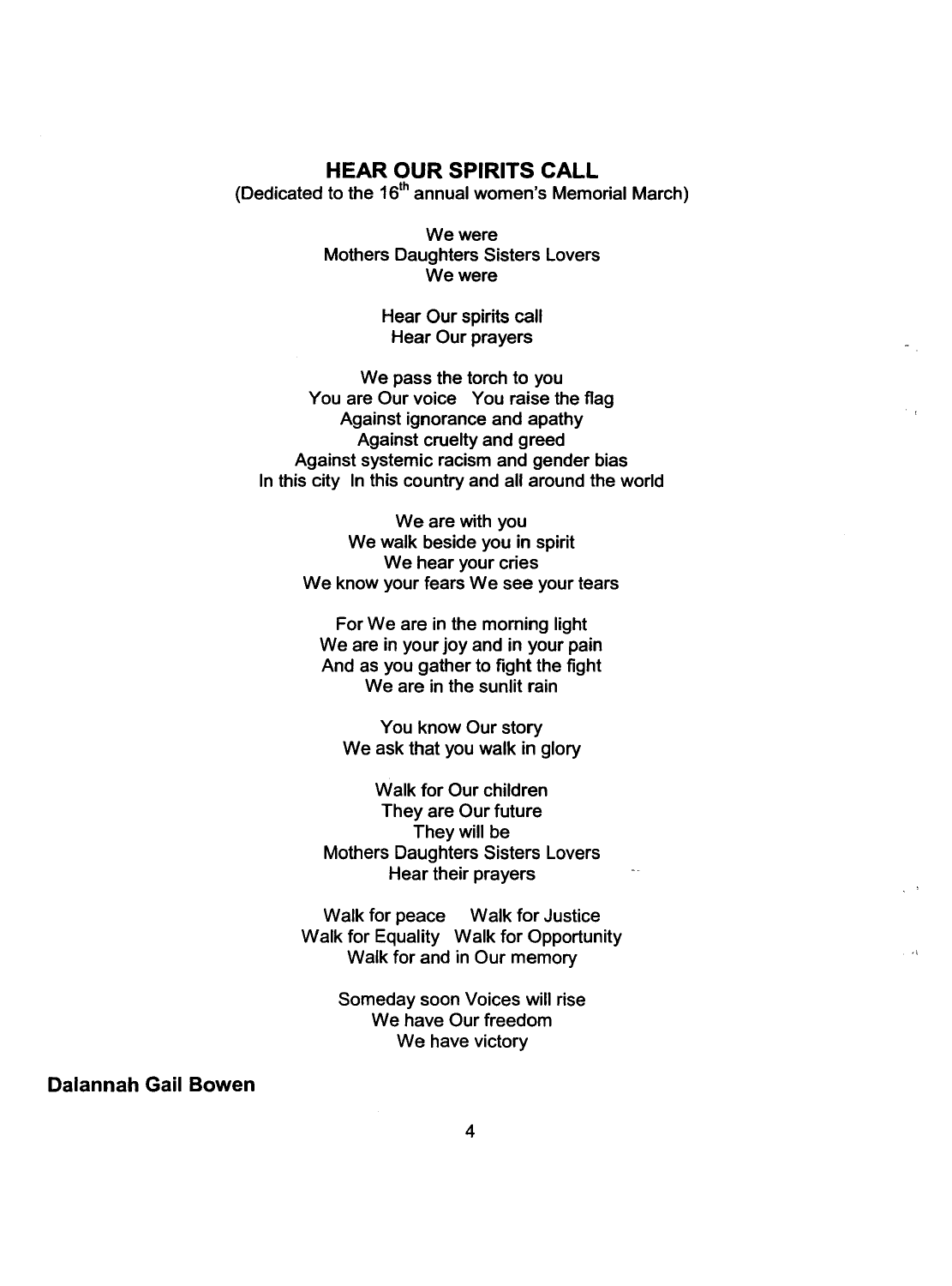## HEAR OUR SPIRITS CALL

(Dedicated to the 16th annual women's Memorial March)

We were  
Mothers Daughters Sisters Lovers  
We were

Hear Our spirits call  
Hear Our prayers

We pass the torch to you  
You are Our voice   You raise the flag  
Against ignorance and apathy  
Against cruelty and greed  
Against systemic racism and gender bias  
In this city  In this country and all around the world

We are with you  
We walk beside you in spirit  
We hear your cries  
We know your fears We see your tears

For We are in the morning light  
We are in your joy and in your pain  
And as you gather to fight the fight  
We are in the sunlit rain

You know Our story  
We ask that you walk in glory

Walk for Our children  
They are Our future  
They will be  
Mothers Daughters Sisters Lovers  
Hear their prayers

Walk for peace   Walk for Justice  
Walk for Equality  Walk for Opportunity  
Walk for and in Our memory

Someday soon Voices will rise  
We have Our freedom  
We have victory

**Dalannah Gail Bowen**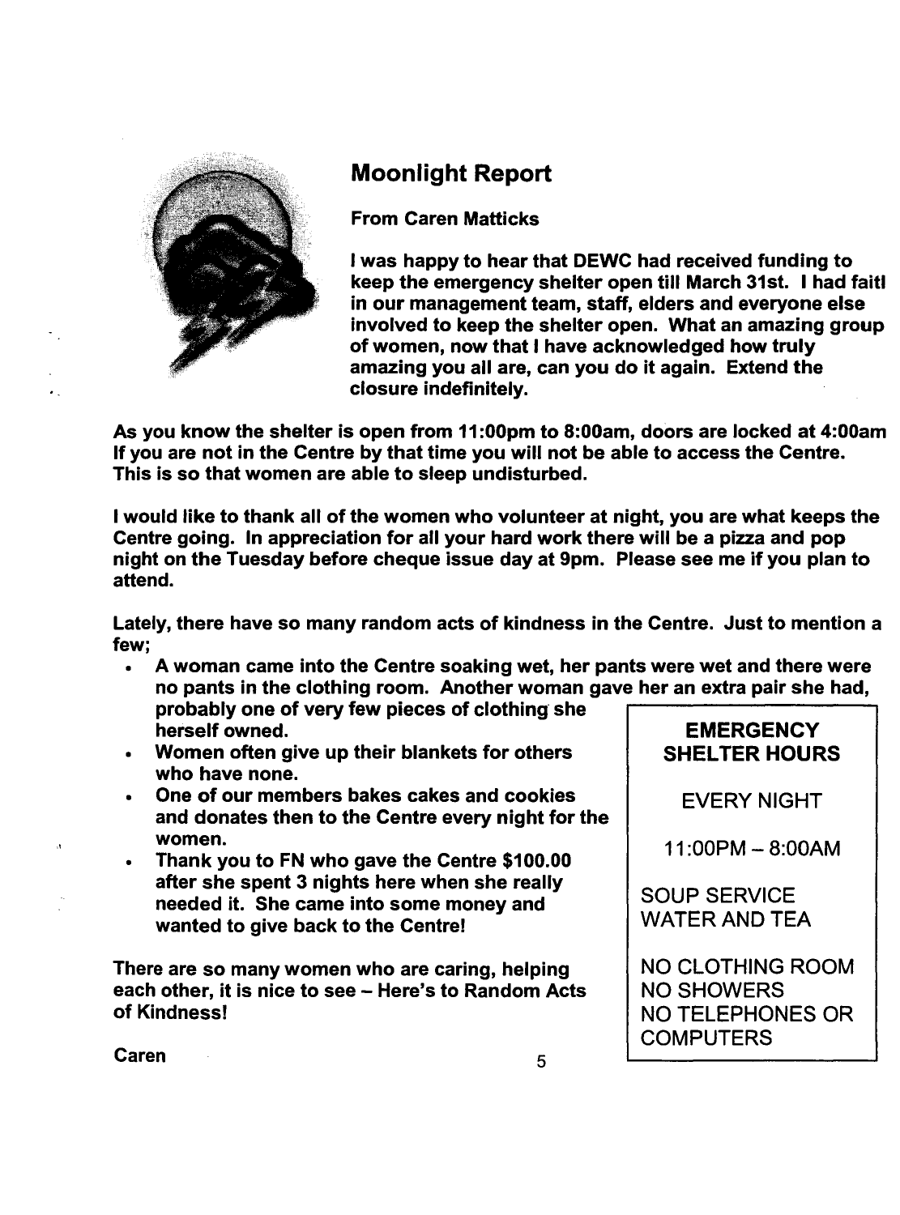## Moonlight Report

**From Caren Matticks**

**I was happy to hear that DEWC had received funding to keep the emergency shelter open till March 31st. I had faitl in our management team, staff, elders and everyone else involved to keep the shelter open. What an amazing group of women, now that I have acknowledged how truly amazing you all are, can you do it again. Extend the closure indefinitely.**

**As you know the shelter is open from 11:00pm to 8:00am, doors are locked at 4:00am If you are not in the Centre by that time you will not be able to access the Centre. This is so that women are able to sleep undisturbed.**

**I would like to thank all of the women who volunteer at night, you are what keeps the Centre going. In appreciation for all your hard work there will be a pizza and pop night on the Tuesday before cheque issue day at 9pm. Please see me if you plan to attend.**

**Lately, there have so many random acts of kindness in the Centre. Just to mention a few;**

- **A woman came into the Centre soaking wet, her pants were wet and there were no pants in the clothing room. Another woman gave her an extra pair she had, probably one of very few pieces of clothing she herself owned.**
- **Women often give up their blankets for others who have none.**
- **One of our members bakes cakes and cookies and donates then to the Centre every night for the women.**
- **Thank you to FN who gave the Centre $100.00 after she spent 3 nights here when she really needed it. She came into some money and wanted to give back to the Centre!**

**There are so many women who are caring, helping each other, it is nice to see – Here's to Random Acts of Kindness!**

**Caren**

**EMERGENCY SHELTER HOURS**

EVERY NIGHT

11:00PM – 8:00AM

SOUP SERVICE
WATER AND TEA

NO CLOTHING ROOM
NO SHOWERS
NO TELEPHONES OR COMPUTERS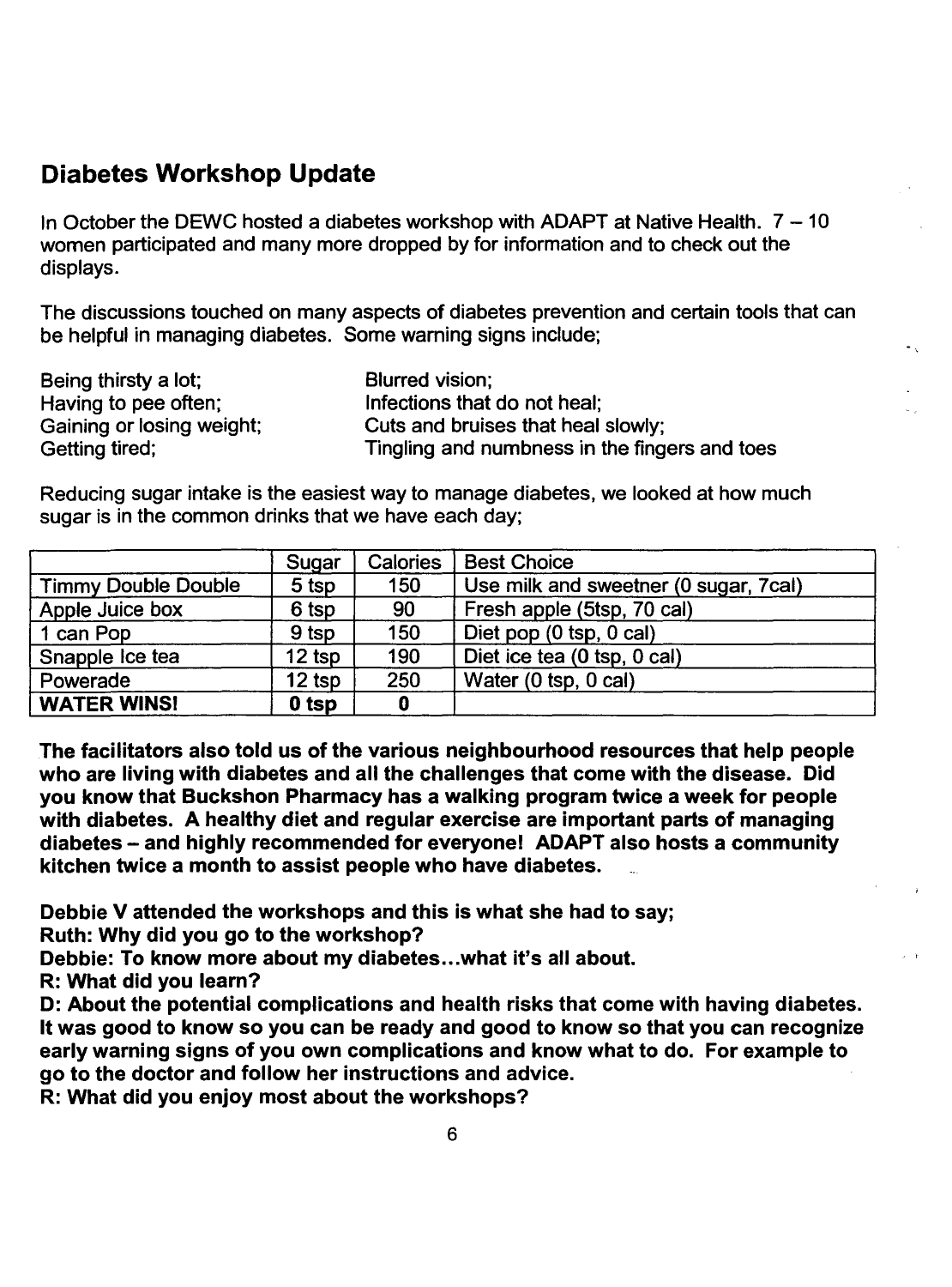## Diabetes Workshop Update

In October the DEWC hosted a diabetes workshop with ADAPT at Native Health. 7 – 10 women participated and many more dropped by for information and to check out the displays.

The discussions touched on many aspects of diabetes prevention and certain tools that can be helpful in managing diabetes. Some warning signs include;

Being thirsty a lot;
Having to pee often;
Gaining or losing weight;
Getting tired;
Blurred vision;
Infections that do not heal;
Cuts and bruises that heal slowly;
Tingling and numbness in the fingers and toes

Reducing sugar intake is the easiest way to manage diabetes, we looked at how much sugar is in the common drinks that we have each day;

| | Sugar | Calories | Best Choice |
|---|---|---|---|
| Timmy Double Double | 5 tsp | 150 | Use milk and sweetner (0 sugar, 7cal) |
| Apple Juice box | 6 tsp | 90 | Fresh apple (5tsp, 70 cal) |
| 1 can Pop | 9 tsp | 150 | Diet pop (0 tsp, 0 cal) |
| Snapple Ice tea | 12 tsp | 190 | Diet ice tea (0 tsp, 0 cal) |
| Powerade | 12 tsp | 250 | Water (0 tsp, 0 cal) |
| **WATER WINS!** | **0 tsp** | **0** | |

**The facilitators also told us of the various neighbourhood resources that help people who are living with diabetes and all the challenges that come with the disease. Did you know that Buckshon Pharmacy has a walking program twice a week for people with diabetes. A healthy diet and regular exercise are important parts of managing diabetes – and highly recommended for everyone! ADAPT also hosts a community kitchen twice a month to assist people who have diabetes.**

**Debbie V attended the workshops and this is what she had to say;**
**Ruth: Why did you go to the workshop?**
**Debbie: To know more about my diabetes…what it's all about.**
**R: What did you learn?**
**D: About the potential complications and health risks that come with having diabetes. It was good to know so you can be ready and good to know so that you can recognize early warning signs of you own complications and know what to do. For example to go to the doctor and follow her instructions and advice.**
**R: What did you enjoy most about the workshops?**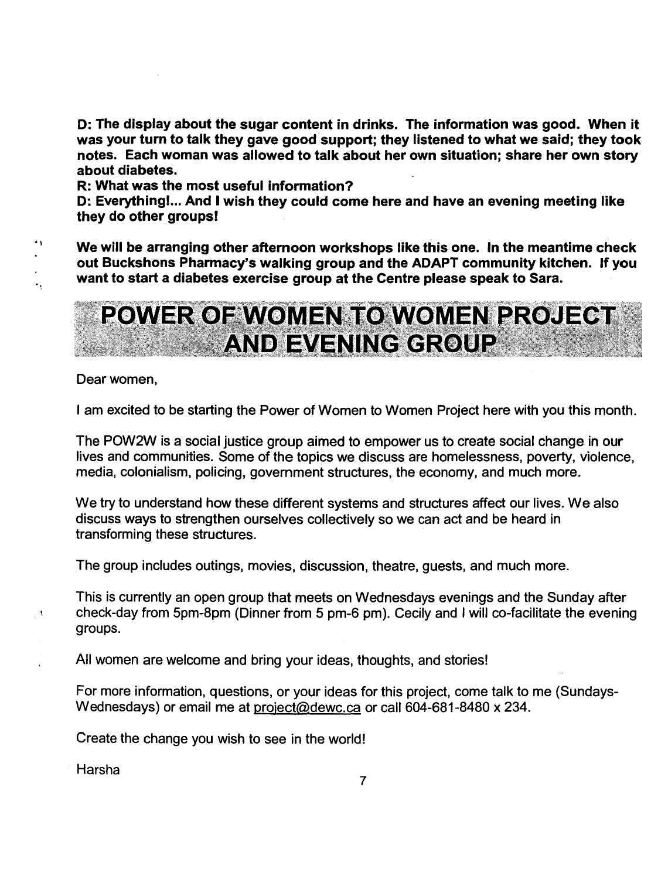**D: The display about the sugar content in drinks. The information was good. When it was your turn to talk they gave good support; they listened to what we said; they took notes. Each woman was allowed to talk about her own situation; share her own story about diabetes.**

**R: What was the most useful information?**

**D: Everything!... And I wish they could come here and have an evening meeting like they do other groups!**

**We will be arranging other afternoon workshops like this one. In the meantime check out Buckshons Pharmacy's walking group and the ADAPT community kitchen. If you want to start a diabetes exercise group at the Centre please speak to Sara.**

## POWER OF WOMEN TO WOMEN PROJECT AND EVENING GROUP

Dear women,

I am excited to be starting the Power of Women to Women Project here with you this month.

The POW2W is a social justice group aimed to empower us to create social change in our lives and communities. Some of the topics we discuss are homelessness, poverty, violence, media, colonialism, policing, government structures, the economy, and much more.

We try to understand how these different systems and structures affect our lives. We also discuss ways to strengthen ourselves collectively so we can act and be heard in transforming these structures.

The group includes outings, movies, discussion, theatre, guests, and much more.

This is currently an open group that meets on Wednesdays evenings and the Sunday after check-day from 5pm-8pm (Dinner from 5 pm-6 pm). Cecily and I will co-facilitate the evening groups.

All women are welcome and bring your ideas, thoughts, and stories!

For more information, questions, or your ideas for this project, come talk to me (Sundays-Wednesdays) or email me at project@dewc.ca or call 604-681-8480 x 234.

Create the change you wish to see in the world!

Harsha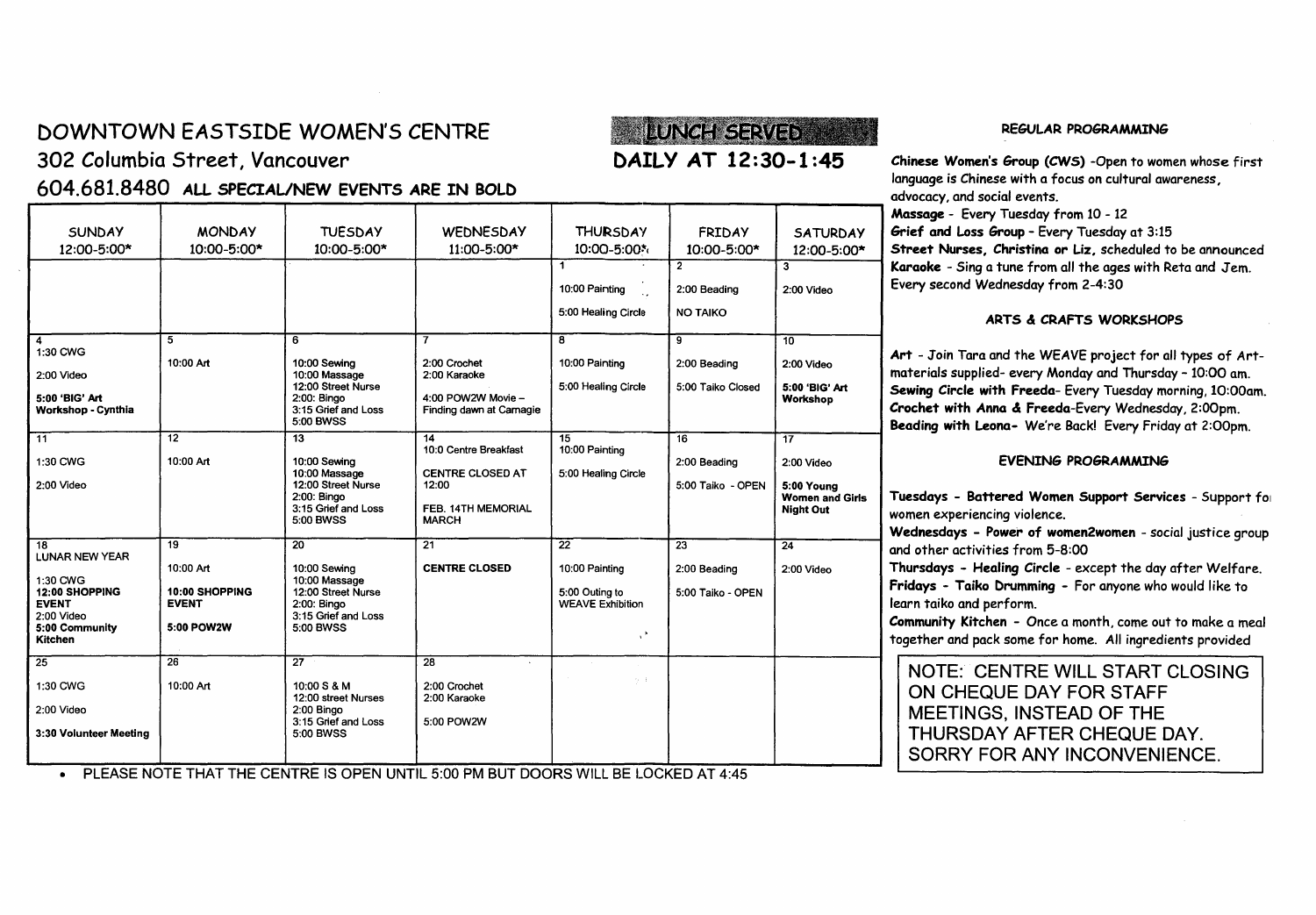# DOWNTOWN EASTSIDE WOMEN'S CENTRE

## 302 Columbia Street, Vancouver

## 604.681.8480 ALL SPECIAL/NEW EVENTS ARE IN BOLD

**LUNCH SERVED DAILY AT 12:30-1:45**

| SUNDAY 12:00-5:00* | MONDAY 10:00-5:00* | TUESDAY 10:00-5:00* | WEDNESDAY 11:00-5:00* | THURSDAY 10:00-5:00* | FRIDAY 10:00-5:00* | SATURDAY 12:00-5:00* |
|---|---|---|---|---|---|---|
| | | | | 1<br>10:00 Painting<br>5:00 Healing Circle | 2<br>2:00 Beading<br>NO TAIKO | 3<br>2:00 Video |
| 4<br>1:30 CWG<br>2:00 Video<br>**5:00 'BIG' Art Workshop - Cynthia** | 5<br>10:00 Art | 6<br>10:00 Sewing<br>10:00 Massage<br>12:00 Street Nurse<br>2:00: Bingo<br>3:15 Grief and Loss<br>5:00 BWSS | 7<br>2:00 Crochet<br>2:00 Karaoke<br>4:00 POW2W Movie – Finding dawn at Carnagie | 8<br>10:00 Painting<br>5:00 Healing Circle | 9<br>2:00 Beading<br>5:00 Taiko Closed | 10<br>2:00 Video<br>**5:00 'BIG' Art Workshop** |
| 11<br>1:30 CWG<br>2:00 Video | 12<br>10:00 Art | 13<br>10:00 Sewing<br>10:00 Massage<br>12:00 Street Nurse<br>2:00: Bingo<br>3:15 Grief and Loss<br>5:00 BWSS | 14<br>10:0 Centre Breakfast<br>CENTRE CLOSED AT 12:00<br>FEB. 14TH MEMORIAL MARCH | 15<br>10:00 Painting<br>5:00 Healing Circle | 16<br>2:00 Beading<br>5:00 Taiko - OPEN | 17<br>2:00 Video<br>**5:00 Young Women and Girls Night Out** |
| 18<br>LUNAR NEW YEAR<br>1:30 CWG<br>**12:00 SHOPPING EVENT**<br>2:00 Video<br>**5:00 Community Kitchen** | 19<br>10:00 Art<br>**10:00 SHOPPING EVENT**<br>**5:00 POW2W** | 20<br>10:00 Sewing<br>10:00 Massage<br>12:00 Street Nurse<br>2:00: Bingo<br>3:15 Grief and Loss<br>5:00 BWSS | 21<br>**CENTRE CLOSED** | 22<br>10:00 Painting<br>5:00 Outing to WEAVE Exhibition | 23<br>2:00 Beading<br>5:00 Taiko - OPEN | 24<br>2:00 Video |
| 25<br>1:30 CWG<br>2:00 Video<br>**3:30 Volunteer Meeting** | 26<br>10:00 Art | 27<br>10:00 S & M<br>12:00 street Nurses<br>2:00 Bingo<br>3:15 Grief and Loss<br>5:00 BWSS | 28<br>2:00 Crochet<br>2:00 Karaoke<br>5:00 POW2W | | | |

- PLEASE NOTE THAT THE CENTRE IS OPEN UNTIL 5:00 PM BUT DOORS WILL BE LOCKED AT 4:45

### REGULAR PROGRAMMING

**Chinese Women's Group (CWS)** -Open to women whose first language is Chinese with a focus on cultural awareness, advocacy, and social events.
**Massage** - Every Tuesday from 10 - 12
**Grief and Loss Group** - Every Tuesday at 3:15
**Street Nurses, Christina or Liz,** scheduled to be announced
**Karaoke** - Sing a tune from all the ages with Reta and Jem. Every second Wednesday from 2-4:30

### ARTS & CRAFTS WORKSHOPS

**Art** - Join Tara and the WEAVE project for all types of Art-materials supplied- every Monday and Thursday - 10:00 am.
**Sewing Circle with Freeda**- Every Tuesday morning, 10:00am.
**Crochet with Anna & Freeda**-Every Wednesday, 2:00pm.
**Beading with Leona-** We're Back! Every Friday at 2:00pm.

### EVENING PROGRAMMING

**Tuesdays - Battered Women Support Services** - Support for women experiencing violence.
**Wednesdays - Power of women2women** - social justice group and other activities from 5-8:00
**Thursdays - Healing Circle** - except the day after Welfare.
**Fridays - Taiko Drumming** - For anyone who would like to learn taiko and perform.
**Community Kitchen** - Once a month, come out to make a meal together and pack some for home. All ingredients provided

NOTE: CENTRE WILL START CLOSING ON CHEQUE DAY FOR STAFF MEETINGS, INSTEAD OF THE THURSDAY AFTER CHEQUE DAY. SORRY FOR ANY INCONVENIENCE.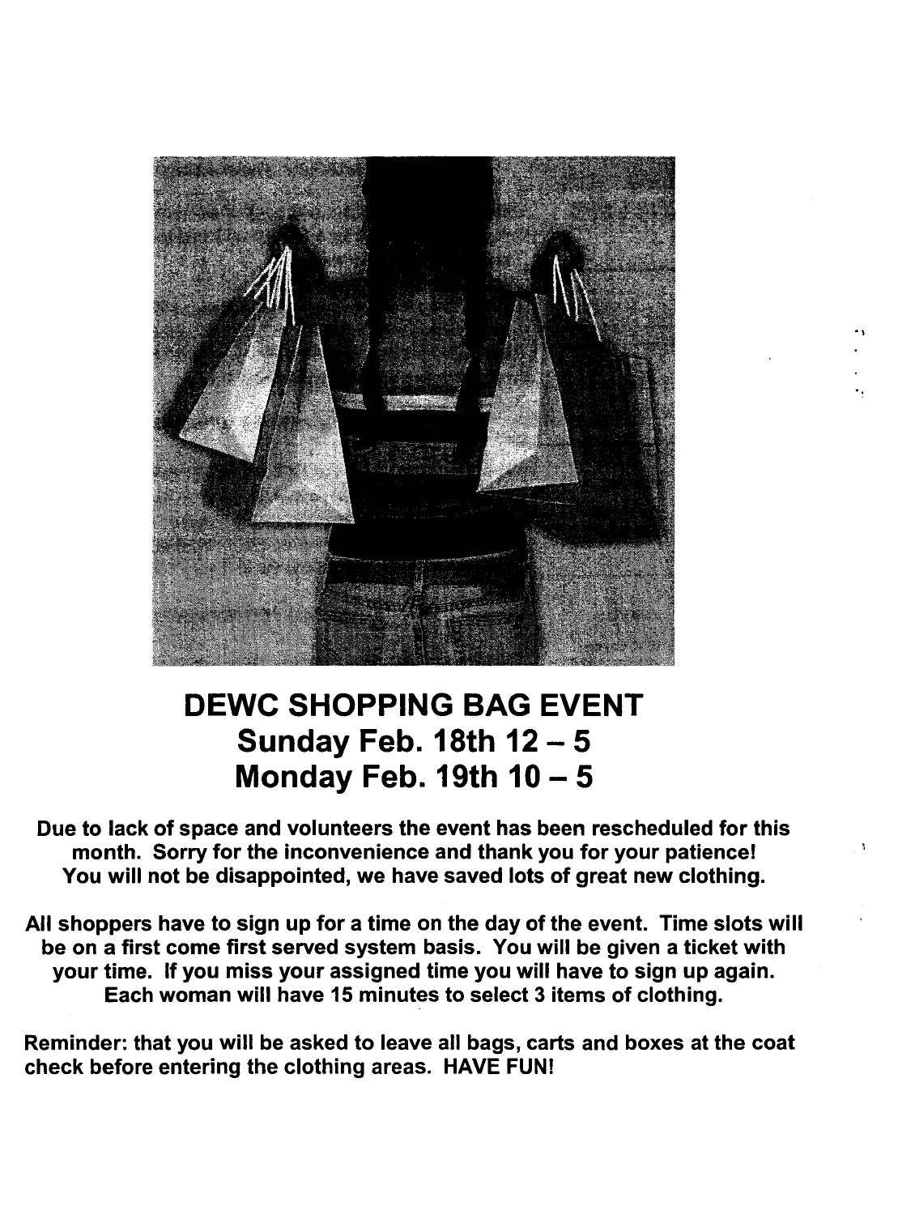# DEWC SHOPPING BAG EVENT
## Sunday Feb. 18th 12 – 5
## Monday Feb. 19th 10 – 5

**Due to lack of space and volunteers the event has been rescheduled for this month. Sorry for the inconvenience and thank you for your patience! You will not be disappointed, we have saved lots of great new clothing.**

**All shoppers have to sign up for a time on the day of the event. Time slots will be on a first come first served system basis. You will be given a ticket with your time. If you miss your assigned time you will have to sign up again. Each woman will have 15 minutes to select 3 items of clothing.**

**Reminder: that you will be asked to leave all bags, carts and boxes at the coat check before entering the clothing areas. HAVE FUN!**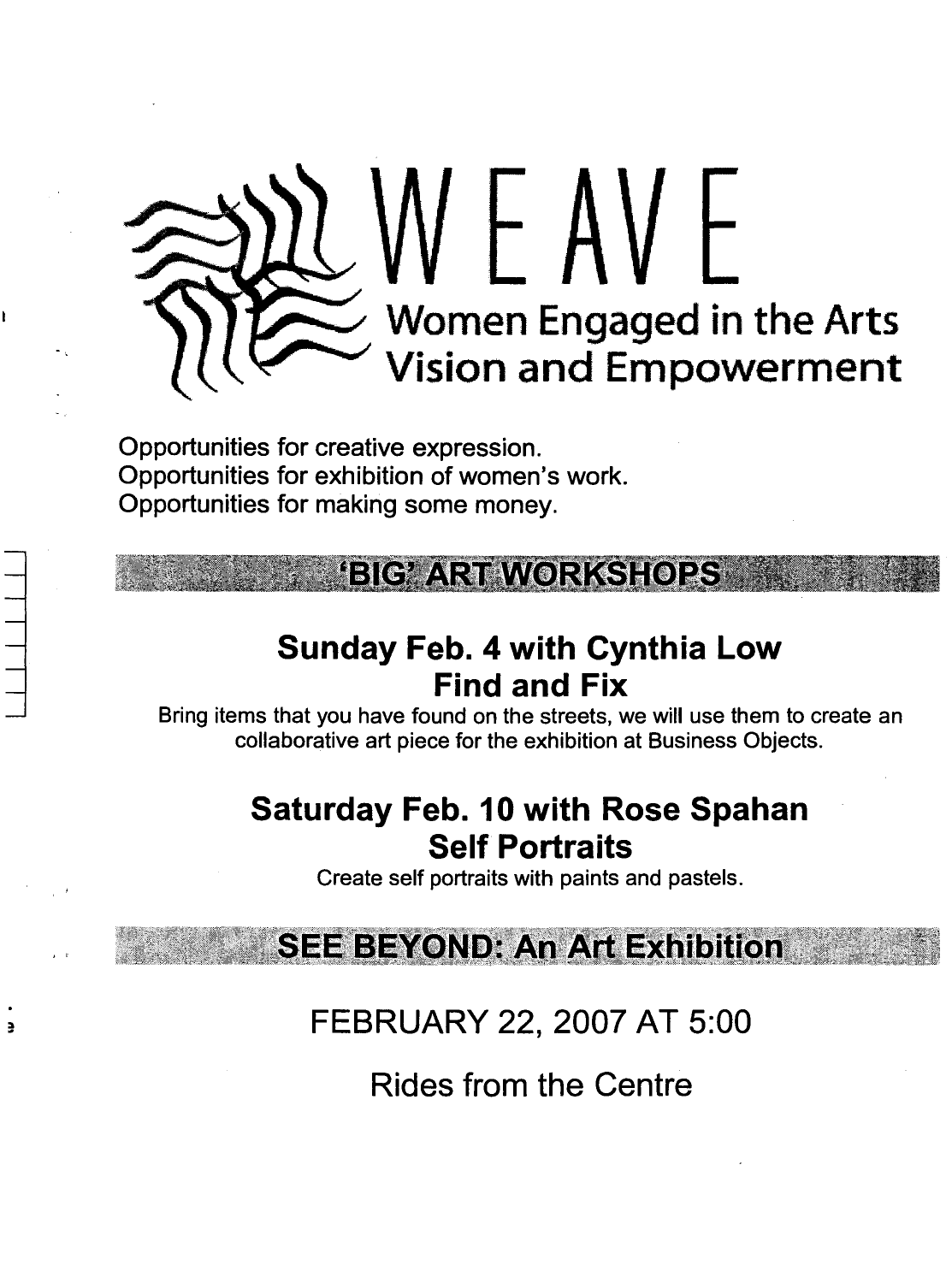# WEAVE

## Women Engaged in the Arts Vision and Empowerment

Opportunities for creative expression.
Opportunities for exhibition of women's work.
Opportunities for making some money.

## 'BIG' ART WORKSHOPS

### Sunday Feb. 4 with Cynthia Low
### Find and Fix

Bring items that you have found on the streets, we will use them to create an collaborative art piece for the exhibition at Business Objects.

### Saturday Feb. 10 with Rose Spahan
### Self Portraits

Create self portraits with paints and pastels.

## SEE BEYOND: An Art Exhibition

FEBRUARY 22, 2007 AT 5:00

Rides from the Centre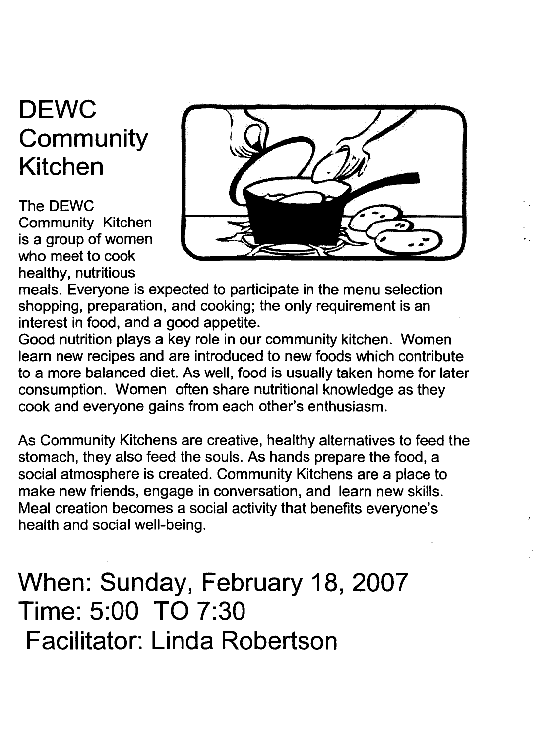# DEWC Community Kitchen

The DEWC Community Kitchen is a group of women who meet to cook healthy, nutritious meals. Everyone is expected to participate in the menu selection shopping, preparation, and cooking; the only requirement is an interest in food, and a good appetite.

Good nutrition plays a key role in our community kitchen. Women learn new recipes and are introduced to new foods which contribute to a more balanced diet. As well, food is usually taken home for later consumption. Women often share nutritional knowledge as they cook and everyone gains from each other's enthusiasm.

As Community Kitchens are creative, healthy alternatives to feed the stomach, they also feed the souls. As hands prepare the food, a social atmosphere is created. Community Kitchens are a place to make new friends, engage in conversation, and learn new skills. Meal creation becomes a social activity that benefits everyone's health and social well-being.

## When: Sunday, February 18, 2007
## Time: 5:00 TO 7:30
## Facilitator: Linda Robertson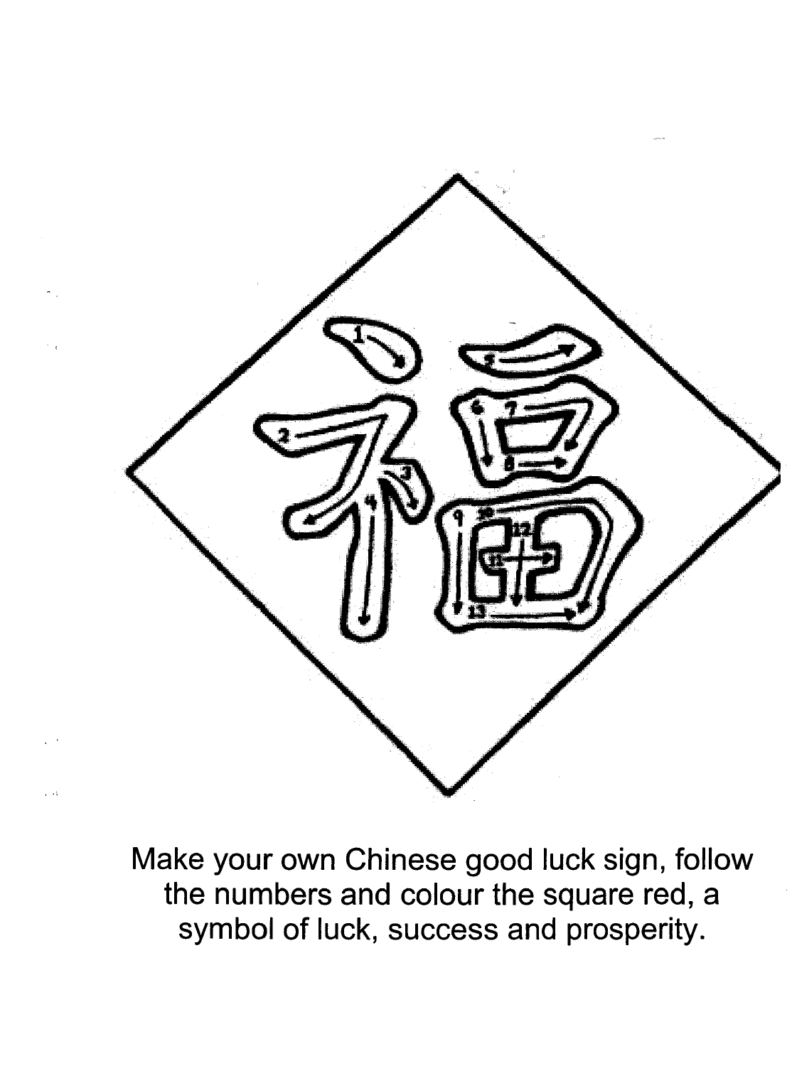Make your own Chinese good luck sign, follow the numbers and colour the square red, a symbol of luck, success and prosperity.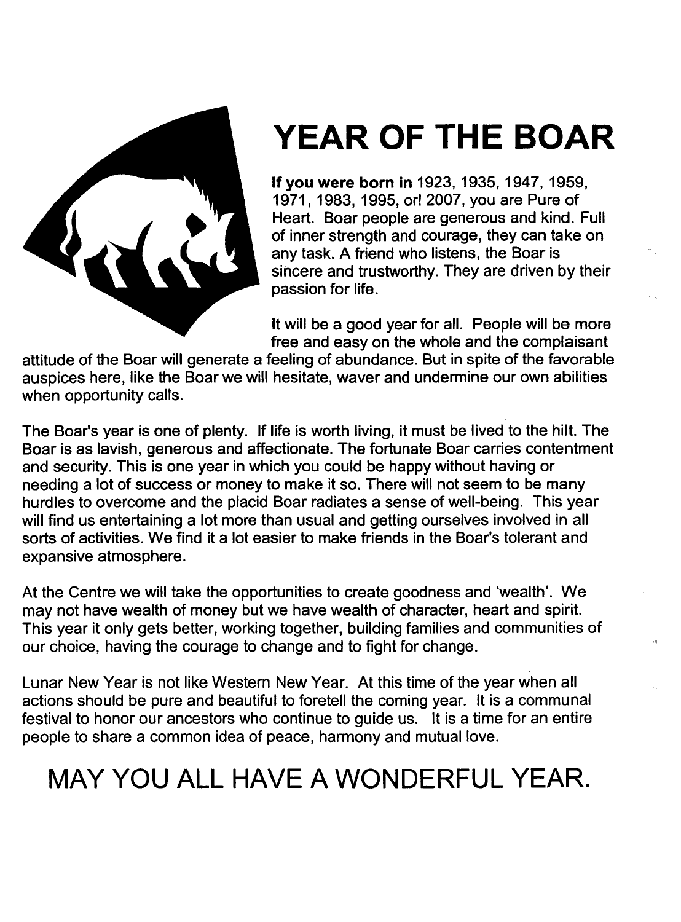# YEAR OF THE BOAR

**If you were born in** 1923, 1935, 1947, 1959, 1971, 1983, 1995, or! 2007, you are Pure of Heart. Boar people are generous and kind. Full of inner strength and courage, they can take on any task. A friend who listens, the Boar is sincere and trustworthy. They are driven by their passion for life.

It will be a good year for all. People will be more free and easy on the whole and the complaisant attitude of the Boar will generate a feeling of abundance. But in spite of the favorable auspices here, like the Boar we will hesitate, waver and undermine our own abilities when opportunity calls.

The Boar's year is one of plenty. If life is worth living, it must be lived to the hilt. The Boar is as lavish, generous and affectionate. The fortunate Boar carries contentment and security. This is one year in which you could be happy without having or needing a lot of success or money to make it so. There will not seem to be many hurdles to overcome and the placid Boar radiates a sense of well-being. This year will find us entertaining a lot more than usual and getting ourselves involved in all sorts of activities. We find it a lot easier to make friends in the Boar's tolerant and expansive atmosphere.

At the Centre we will take the opportunities to create goodness and 'wealth'. We may not have wealth of money but we have wealth of character, heart and spirit. This year it only gets better, working together, building families and communities of our choice, having the courage to change and to fight for change.

Lunar New Year is not like Western New Year. At this time of the year when all actions should be pure and beautiful to foretell the coming year. It is a communal festival to honor our ancestors who continue to guide us. It is a time for an entire people to share a common idea of peace, harmony and mutual love.

## MAY YOU ALL HAVE A WONDERFUL YEAR.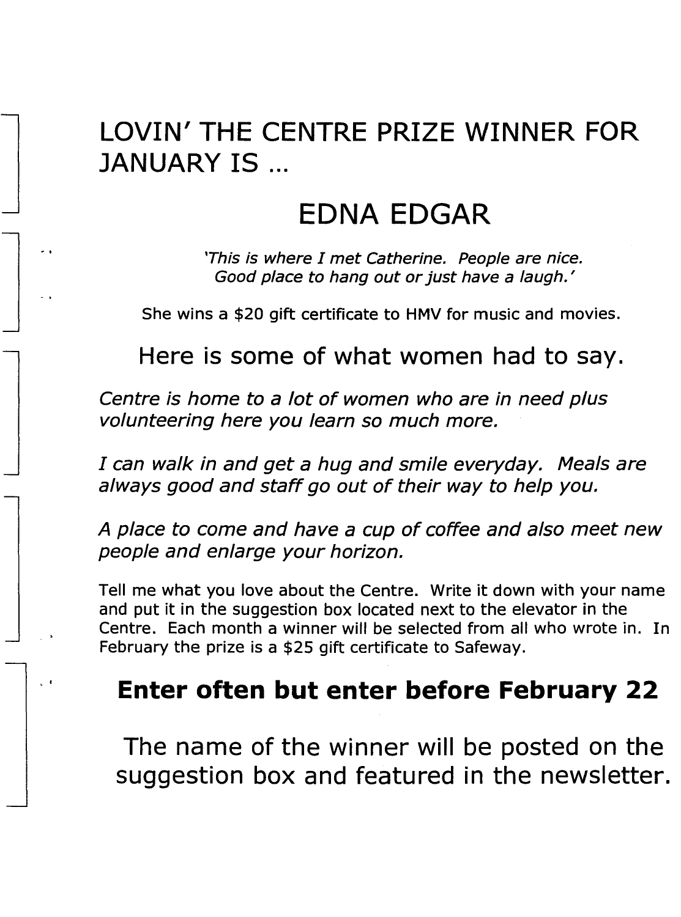# LOVIN' THE CENTRE PRIZE WINNER FOR JANUARY IS ...

## EDNA EDGAR

*'This is where I met Catherine. People are nice. Good place to hang out or just have a laugh.'*

She wins a $20 gift certificate to HMV for music and movies.

## Here is some of what women had to say.

*Centre is home to a lot of women who are in need plus volunteering here you learn so much more.*

*I can walk in and get a hug and smile everyday. Meals are always good and staff go out of their way to help you.*

*A place to come and have a cup of coffee and also meet new people and enlarge your horizon.*

Tell me what you love about the Centre. Write it down with your name and put it in the suggestion box located next to the elevator in the Centre. Each month a winner will be selected from all who wrote in. In February the prize is a $25 gift certificate to Safeway.

## **Enter often but enter before February 22**

## The name of the winner will be posted on the suggestion box and featured in the newsletter.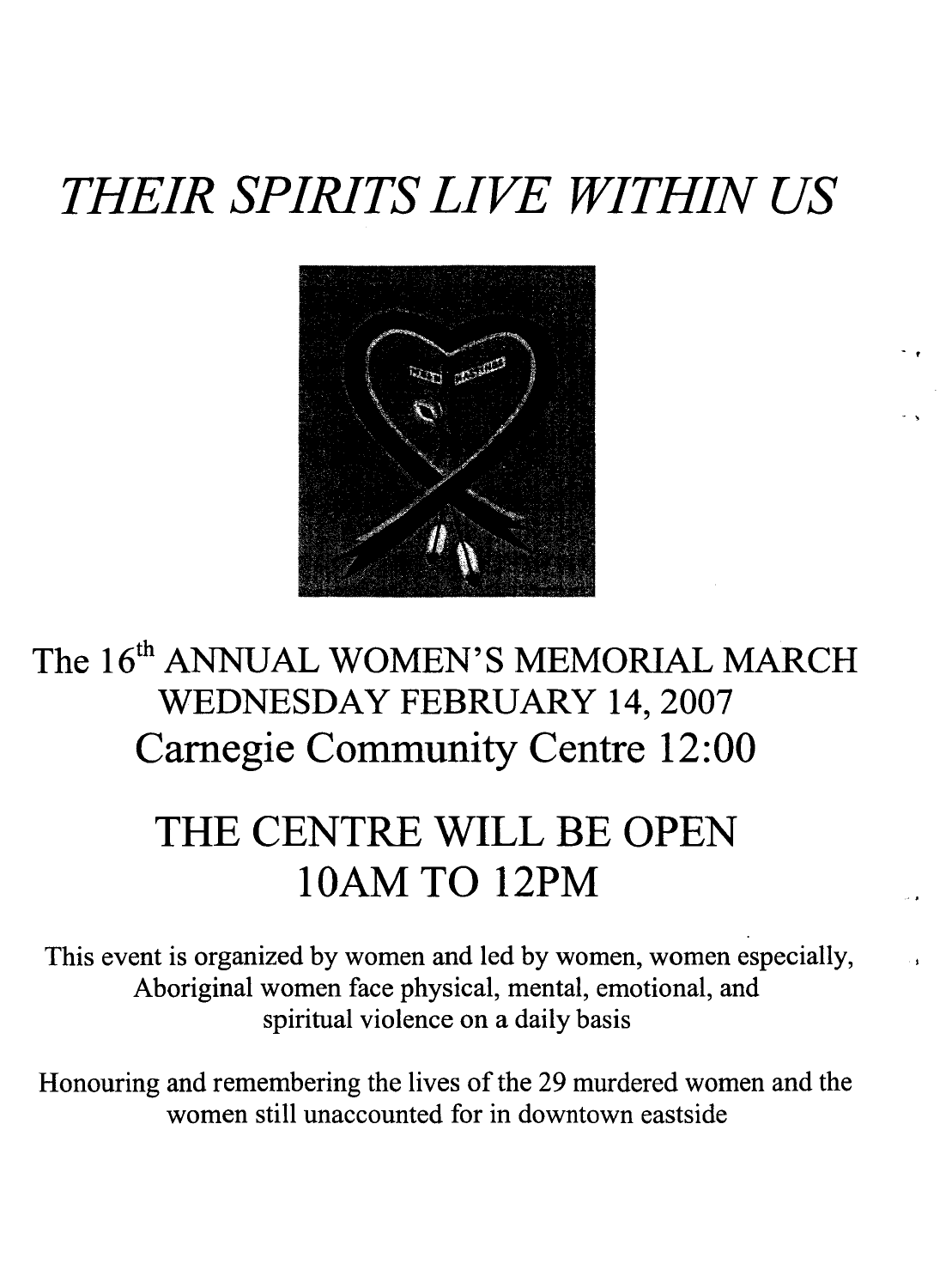# *THEIR SPIRITS LIVE WITHIN US*

The 16th ANNUAL WOMEN'S MEMORIAL MARCH
WEDNESDAY FEBRUARY 14, 2007
Carnegie Community Centre 12:00

## THE CENTRE WILL BE OPEN 10AM TO 12PM

This event is organized by women and led by women, women especially, Aboriginal women face physical, mental, emotional, and spiritual violence on a daily basis

Honouring and remembering the lives of the 29 murdered women and the women still unaccounted for in downtown eastside